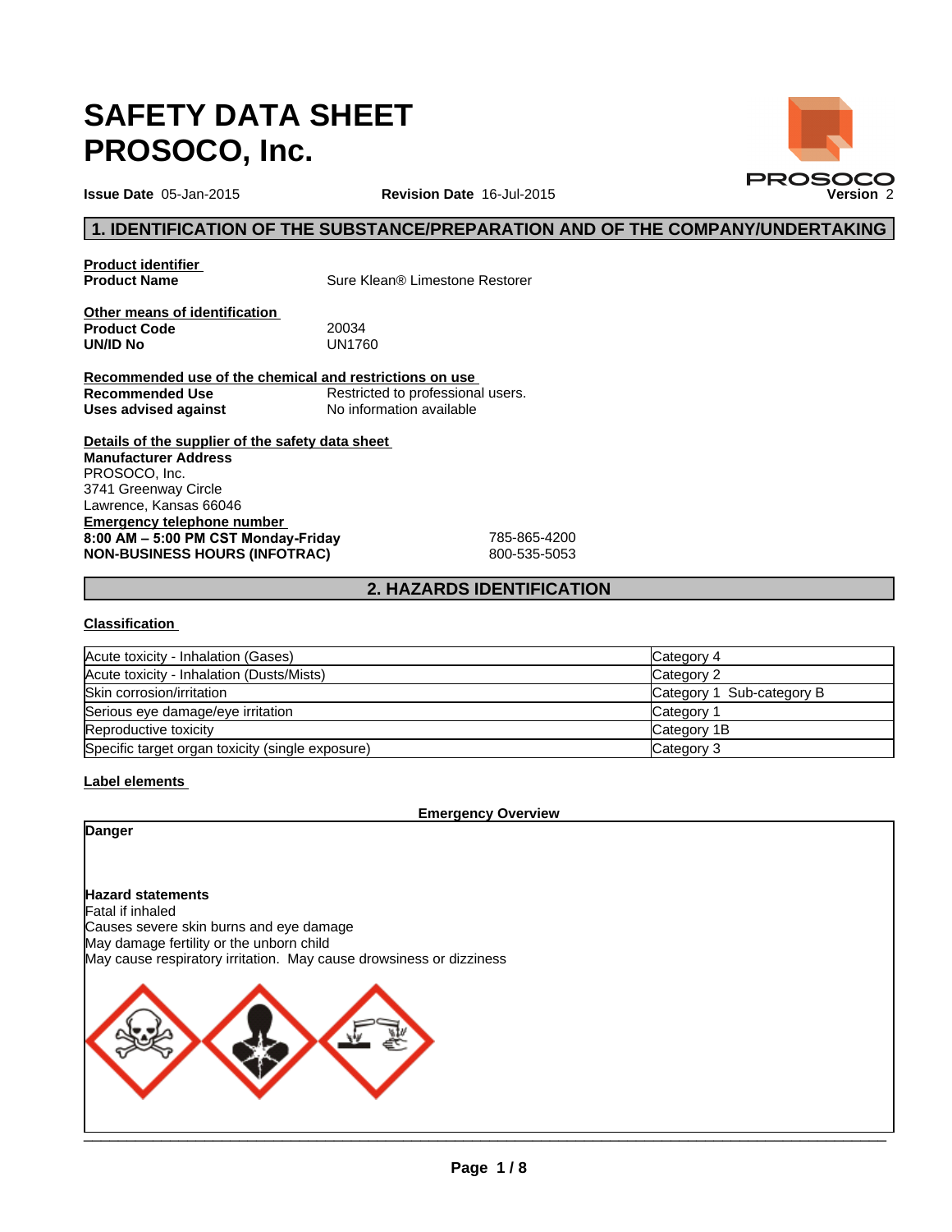# SAFETY DATA SHEET
# PROSOCO, Inc.

**Issue Date** 05-Jan-2015 **Revision Date** 16-Jul-2015 **Version** 2

## 1. IDENTIFICATION OF THE SUBSTANCE/PREPARATION AND OF THE COMPANY/UNDERTAKING

**Product identifier**

**Product Name** Sure Klean® Limestone Restorer

**Other means of identification**

**Product Code** 20034

**UN/ID No** UN1760

**Recommended use of the chemical and restrictions on use**

**Recommended Use** Restricted to professional users.

**Uses advised against** No information available

**Details of the supplier of the safety data sheet**

**Manufacturer Address**
PROSOCO, Inc.
3741 Greenway Circle
Lawrence, Kansas 66046

**Emergency telephone number**

**8:00 AM – 5:00 PM CST Monday-Friday** 785-865-4200

**NON-BUSINESS HOURS (INFOTRAC)** 800-535-5053

## 2. HAZARDS IDENTIFICATION

**Classification**

| | |
|---|---|
| Acute toxicity - Inhalation (Gases) | Category 4 |
| Acute toxicity - Inhalation (Dusts/Mists) | Category 2 |
| Skin corrosion/irritation | Category 1 Sub-category B |
| Serious eye damage/eye irritation | Category 1 |
| Reproductive toxicity | Category 1B |
| Specific target organ toxicity (single exposure) | Category 3 |

**Label elements**

**Emergency Overview**

**Danger**

**Hazard statements**

Fatal if inhaled
Causes severe skin burns and eye damage
May damage fertility or the unborn child
May cause respiratory irritation. May cause drowsiness or dizziness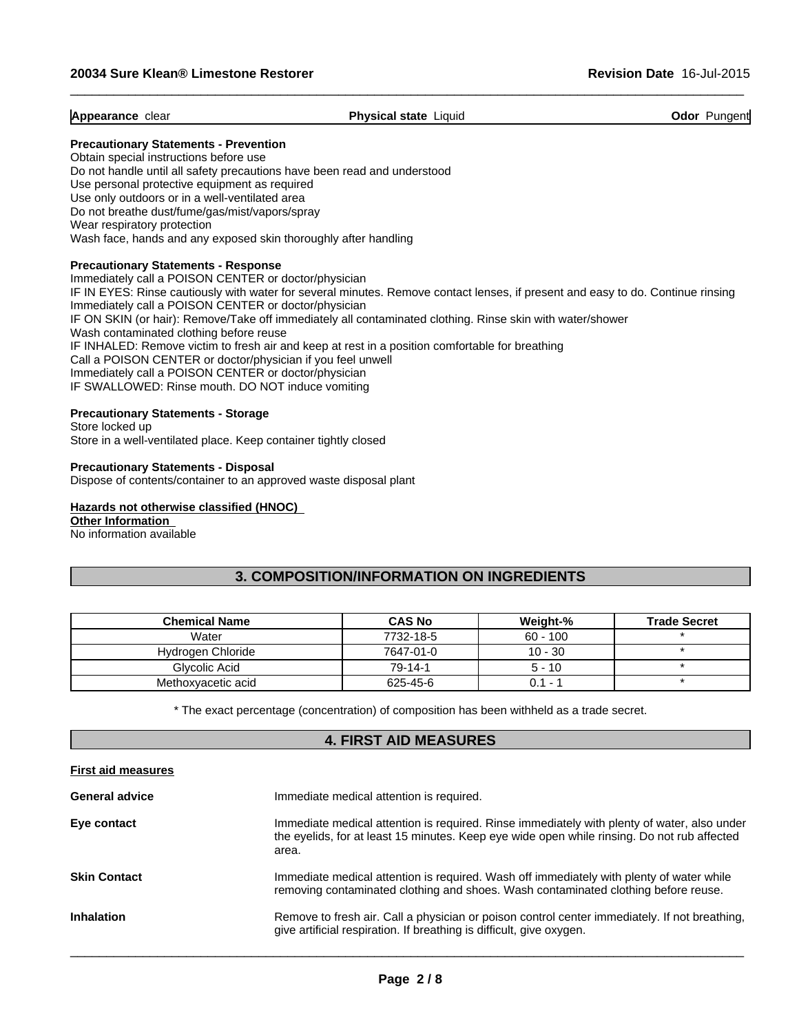**Appearance** clear | **Physical state** Liquid | **Odor** Pungent

**Precautionary Statements - Prevention**

Obtain special instructions before use
Do not handle until all safety precautions have been read and understood
Use personal protective equipment as required
Use only outdoors or in a well-ventilated area
Do not breathe dust/fume/gas/mist/vapors/spray
Wear respiratory protection
Wash face, hands and any exposed skin thoroughly after handling

**Precautionary Statements - Response**

Immediately call a POISON CENTER or doctor/physician
IF IN EYES: Rinse cautiously with water for several minutes. Remove contact lenses, if present and easy to do. Continue rinsing
Immediately call a POISON CENTER or doctor/physician
IF ON SKIN (or hair): Remove/Take off immediately all contaminated clothing. Rinse skin with water/shower
Wash contaminated clothing before reuse
IF INHALED: Remove victim to fresh air and keep at rest in a position comfortable for breathing
Call a POISON CENTER or doctor/physician if you feel unwell
Immediately call a POISON CENTER or doctor/physician
IF SWALLOWED: Rinse mouth. DO NOT induce vomiting

**Precautionary Statements - Storage**

Store locked up
Store in a well-ventilated place. Keep container tightly closed

**Precautionary Statements - Disposal**

Dispose of contents/container to an approved waste disposal plant

**Hazards not otherwise classified (HNOC)**

**Other Information**

No information available

## 3. COMPOSITION/INFORMATION ON INGREDIENTS

| Chemical Name | CAS No | Weight-% | Trade Secret |
|---|---|---|---|
| Water | 7732-18-5 | 60 - 100 | * |
| Hydrogen Chloride | 7647-01-0 | 10 - 30 | * |
| Glycolic Acid | 79-14-1 | 5 - 10 | * |
| Methoxyacetic acid | 625-45-6 | 0.1 - 1 | * |

* The exact percentage (concentration) of composition has been withheld as a trade secret.

## 4. FIRST AID MEASURES

**First aid measures**

**General advice** — Immediate medical attention is required.

**Eye contact** — Immediate medical attention is required. Rinse immediately with plenty of water, also under the eyelids, for at least 15 minutes. Keep eye wide open while rinsing. Do not rub affected area.

**Skin Contact** — Immediate medical attention is required. Wash off immediately with plenty of water while removing contaminated clothing and shoes. Wash contaminated clothing before reuse.

**Inhalation** — Remove to fresh air. Call a physician or poison control center immediately. If not breathing, give artificial respiration. If breathing is difficult, give oxygen.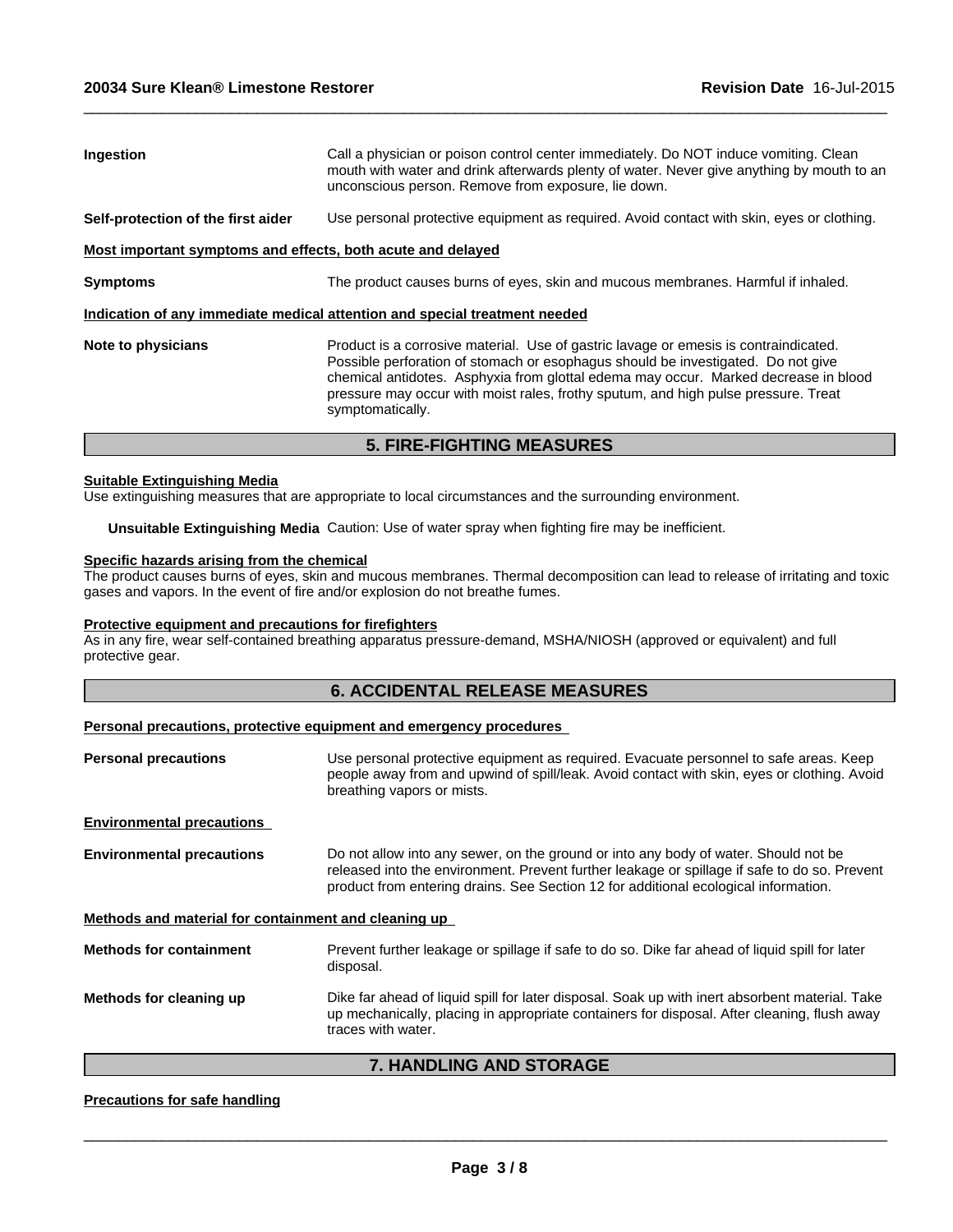**Ingestion**
Call a physician or poison control center immediately. Do NOT induce vomiting. Clean mouth with water and drink afterwards plenty of water. Never give anything by mouth to an unconscious person. Remove from exposure, lie down.

**Self-protection of the first aider**
Use personal protective equipment as required. Avoid contact with skin, eyes or clothing.

**Most important symptoms and effects, both acute and delayed**

**Symptoms**
The product causes burns of eyes, skin and mucous membranes. Harmful if inhaled.

**Indication of any immediate medical attention and special treatment needed**

**Note to physicians**
Product is a corrosive material. Use of gastric lavage or emesis is contraindicated. Possible perforation of stomach or esophagus should be investigated. Do not give chemical antidotes. Asphyxia from glottal edema may occur. Marked decrease in blood pressure may occur with moist rales, frothy sputum, and high pulse pressure. Treat symptomatically.

## 5. FIRE-FIGHTING MEASURES

**Suitable Extinguishing Media**
Use extinguishing measures that are appropriate to local circumstances and the surrounding environment.

**Unsuitable Extinguishing Media** Caution: Use of water spray when fighting fire may be inefficient.

**Specific hazards arising from the chemical**
The product causes burns of eyes, skin and mucous membranes. Thermal decomposition can lead to release of irritating and toxic gases and vapors. In the event of fire and/or explosion do not breathe fumes.

**Protective equipment and precautions for firefighters**
As in any fire, wear self-contained breathing apparatus pressure-demand, MSHA/NIOSH (approved or equivalent) and full protective gear.

## 6. ACCIDENTAL RELEASE MEASURES

**Personal precautions, protective equipment and emergency procedures**

**Personal precautions**
Use personal protective equipment as required. Evacuate personnel to safe areas. Keep people away from and upwind of spill/leak. Avoid contact with skin, eyes or clothing. Avoid breathing vapors or mists.

**Environmental precautions**

**Environmental precautions**
Do not allow into any sewer, on the ground or into any body of water. Should not be released into the environment. Prevent further leakage or spillage if safe to do so. Prevent product from entering drains. See Section 12 for additional ecological information.

**Methods and material for containment and cleaning up**

**Methods for containment**
Prevent further leakage or spillage if safe to do so. Dike far ahead of liquid spill for later disposal.

**Methods for cleaning up**
Dike far ahead of liquid spill for later disposal. Soak up with inert absorbent material. Take up mechanically, placing in appropriate containers for disposal. After cleaning, flush away traces with water.

## 7. HANDLING AND STORAGE

**Precautions for safe handling**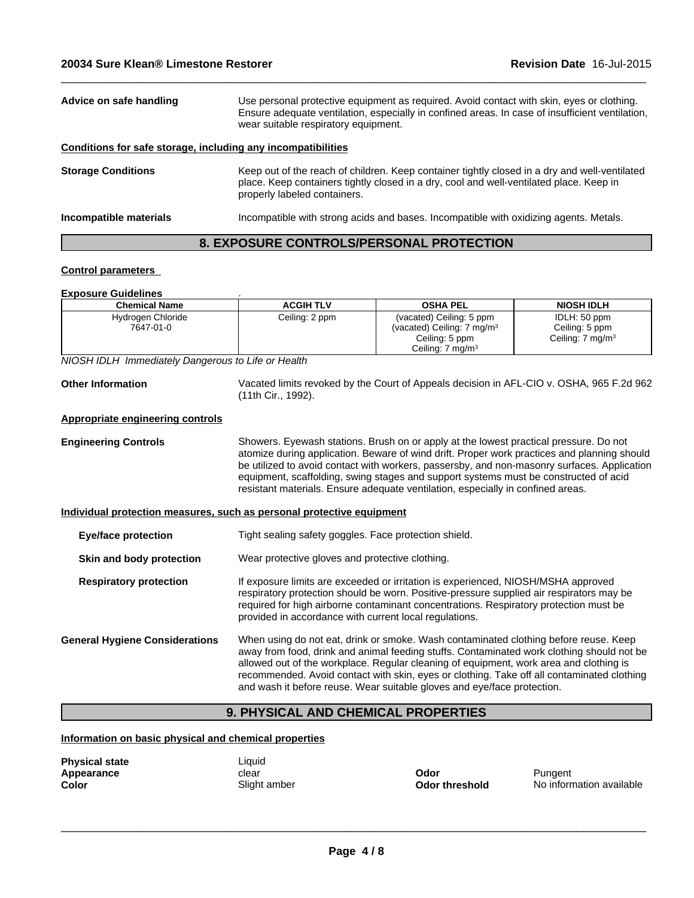**Advice on safe handling** — Use personal protective equipment as required. Avoid contact with skin, eyes or clothing. Ensure adequate ventilation, especially in confined areas. In case of insufficient ventilation, wear suitable respiratory equipment.

**Conditions for safe storage, including any incompatibilities**

**Storage Conditions** — Keep out of the reach of children. Keep container tightly closed in a dry and well-ventilated place. Keep containers tightly closed in a dry, cool and well-ventilated place. Keep in properly labeled containers.

**Incompatible materials** — Incompatible with strong acids and bases. Incompatible with oxidizing agents. Metals.

## 8. EXPOSURE CONTROLS/PERSONAL PROTECTION

**Control parameters**

**Exposure Guidelines** .

| Chemical Name | ACGIH TLV | OSHA PEL | NIOSH IDLH |
|---|---|---|---|
| Hydrogen Chloride 7647-01-0 | Ceiling: 2 ppm | (vacated) Ceiling: 5 ppm<br>(vacated) Ceiling: 7 mg/m$^3$<br>Ceiling: 5 ppm<br>Ceiling: 7 mg/m$^3$ | IDLH: 50 ppm<br>Ceiling: 5 ppm<br>Ceiling: 7 mg/m$^3$ |

*NIOSH IDLH Immediately Dangerous to Life or Health*

**Other Information** — Vacated limits revoked by the Court of Appeals decision in AFL-CIO v. OSHA, 965 F.2d 962 (11th Cir., 1992).

**Appropriate engineering controls**

**Engineering Controls** — Showers. Eyewash stations. Brush on or apply at the lowest practical pressure. Do not atomize during application. Beware of wind drift. Proper work practices and planning should be utilized to avoid contact with workers, passersby, and non-masonry surfaces. Application equipment, scaffolding, swing stages and support systems must be constructed of acid resistant materials. Ensure adequate ventilation, especially in confined areas.

**Individual protection measures, such as personal protective equipment**

**Eye/face protection** — Tight sealing safety goggles. Face protection shield.

**Skin and body protection** — Wear protective gloves and protective clothing.

**Respiratory protection** — If exposure limits are exceeded or irritation is experienced, NIOSH/MSHA approved respiratory protection should be worn. Positive-pressure supplied air respirators may be required for high airborne contaminant concentrations. Respiratory protection must be provided in accordance with current local regulations.

**General Hygiene Considerations** — When using do not eat, drink or smoke. Wash contaminated clothing before reuse. Keep away from food, drink and animal feeding stuffs. Contaminated work clothing should not be allowed out of the workplace. Regular cleaning of equipment, work area and clothing is recommended. Avoid contact with skin, eyes or clothing. Take off all contaminated clothing and wash it before reuse. Wear suitable gloves and eye/face protection.

## 9. PHYSICAL AND CHEMICAL PROPERTIES

**Information on basic physical and chemical properties**

**Physical state** Liquid
**Appearance** clear
**Color** Slight amber
**Odor** Pungent
**Odor threshold** No information available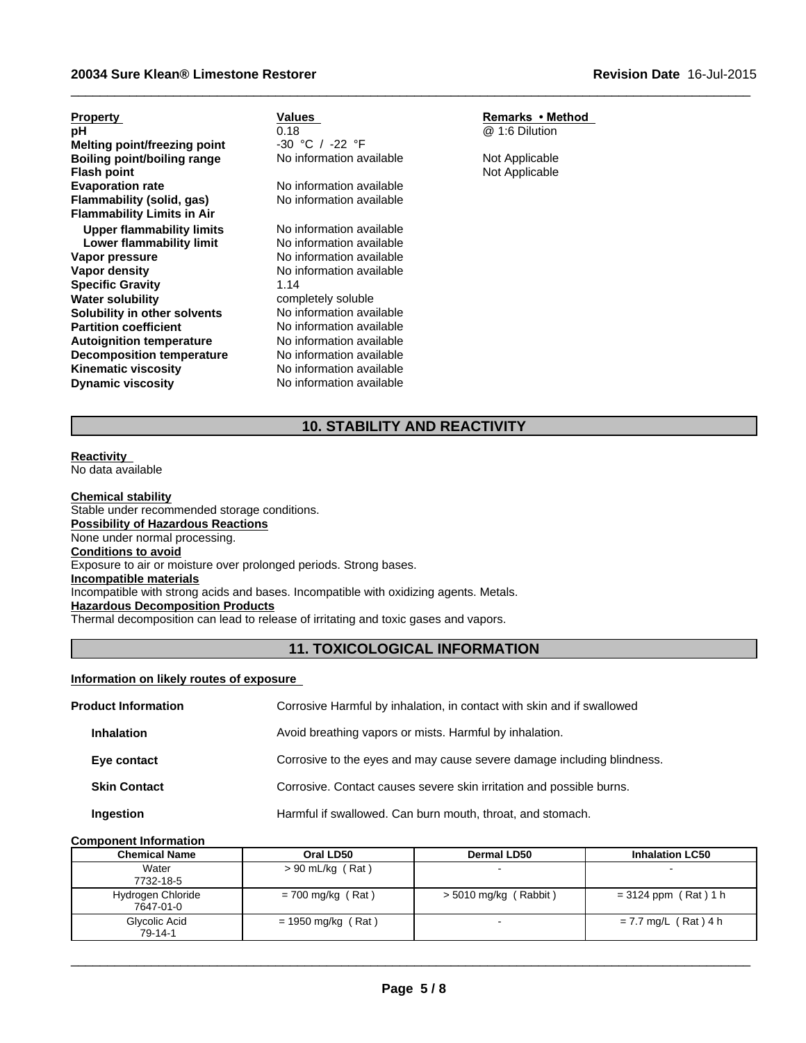| Property | Values | Remarks • Method |
|---|---|---|
| **pH** | 0.18 | @ 1:6 Dilution |
| **Melting point/freezing point** | -30 °C / -22 °F | |
| **Boiling point/boiling range** | No information available | Not Applicable |
| **Flash point** | | Not Applicable |
| **Evaporation rate** | No information available | |
| **Flammability (solid, gas)** | No information available | |
| **Flammability Limits in Air** | | |
| **Upper flammability limits** | No information available | |
| **Lower flammability limit** | No information available | |
| **Vapor pressure** | No information available | |
| **Vapor density** | No information available | |
| **Specific Gravity** | 1.14 | |
| **Water solubility** | completely soluble | |
| **Solubility in other solvents** | No information available | |
| **Partition coefficient** | No information available | |
| **Autoignition temperature** | No information available | |
| **Decomposition temperature** | No information available | |
| **Kinematic viscosity** | No information available | |
| **Dynamic viscosity** | No information available | |

## 10. STABILITY AND REACTIVITY

**Reactivity**
No data available

**Chemical stability**
Stable under recommended storage conditions.

**Possibility of Hazardous Reactions**
None under normal processing.

**Conditions to avoid**
Exposure to air or moisture over prolonged periods. Strong bases.

**Incompatible materials**
Incompatible with strong acids and bases. Incompatible with oxidizing agents. Metals.

**Hazardous Decomposition Products**
Thermal decomposition can lead to release of irritating and toxic gases and vapors.

## 11. TOXICOLOGICAL INFORMATION

**Information on likely routes of exposure**

**Product Information** — Corrosive Harmful by inhalation, in contact with skin and if swallowed

**Inhalation** — Avoid breathing vapors or mists. Harmful by inhalation.

**Eye contact** — Corrosive to the eyes and may cause severe damage including blindness.

**Skin Contact** — Corrosive. Contact causes severe skin irritation and possible burns.

**Ingestion** — Harmful if swallowed. Can burn mouth, throat, and stomach.

**Component Information**

| Chemical Name | Oral LD50 | Dermal LD50 | Inhalation LC50 |
|---|---|---|---|
| Water<br>7732-18-5 | > 90 mL/kg ( Rat ) | - | - |
| Hydrogen Chloride<br>7647-01-0 | = 700 mg/kg ( Rat ) | > 5010 mg/kg ( Rabbit ) | = 3124 ppm ( Rat ) 1 h |
| Glycolic Acid<br>79-14-1 | = 1950 mg/kg ( Rat ) | - | = 7.7 mg/L ( Rat ) 4 h |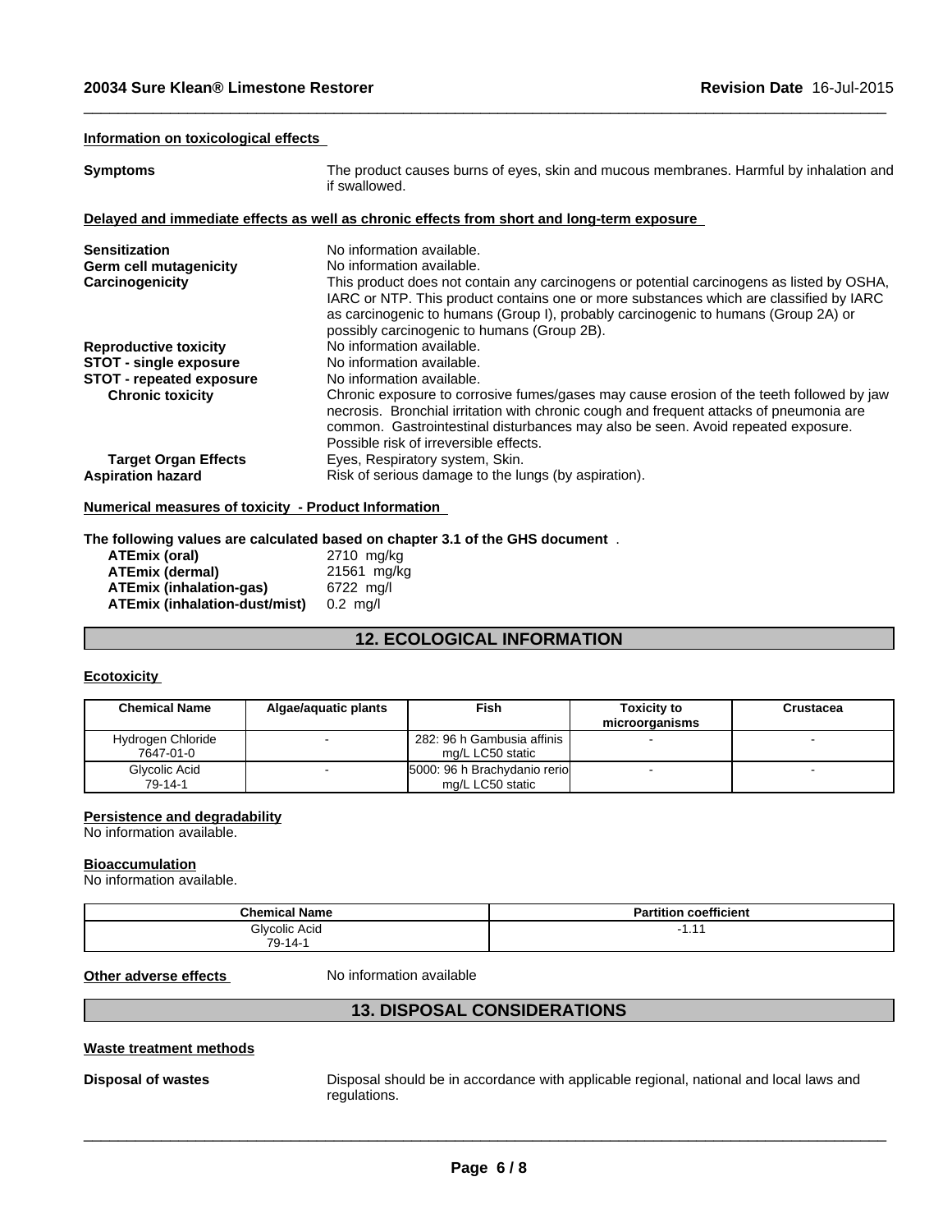#### Information on toxicological effects

**Symptoms** The product causes burns of eyes, skin and mucous membranes. Harmful by inhalation and if swallowed.

#### Delayed and immediate effects as well as chronic effects from short and long-term exposure

**Sensitization** No information available.

**Germ cell mutagenicity** No information available.

**Carcinogenicity** This product does not contain any carcinogens or potential carcinogens as listed by OSHA, IARC or NTP. This product contains one or more substances which are classified by IARC as carcinogenic to humans (Group I), probably carcinogenic to humans (Group 2A) or possibly carcinogenic to humans (Group 2B).

**Reproductive toxicity** No information available.

**STOT - single exposure** No information available.

**STOT - repeated exposure** No information available.

**Chronic toxicity** Chronic exposure to corrosive fumes/gases may cause erosion of the teeth followed by jaw necrosis. Bronchial irritation with chronic cough and frequent attacks of pneumonia are common. Gastrointestinal disturbances may also be seen. Avoid repeated exposure. Possible risk of irreversible effects.

**Target Organ Effects** Eyes, Respiratory system, Skin.

**Aspiration hazard** Risk of serious damage to the lungs (by aspiration).

#### Numerical measures of toxicity - Product Information

**The following values are calculated based on chapter 3.1 of the GHS document** .

**ATEmix (oral)** 2710 mg/kg

**ATEmix (dermal)** 21561 mg/kg

**ATEmix (inhalation-gas)** 6722 mg/l

**ATEmix (inhalation-dust/mist)** 0.2 mg/l

## 12. ECOLOGICAL INFORMATION

#### Ecotoxicity

| Chemical Name | Algae/aquatic plants | Fish | Toxicity to microorganisms | Crustacea |
|---|---|---|---|---|
| Hydrogen Chloride 7647-01-0 | - | 282: 96 h Gambusia affinis mg/L LC50 static | - | - |
| Glycolic Acid 79-14-1 | - | 5000: 96 h Brachydanio rerio mg/L LC50 static | - | - |

#### Persistence and degradability

No information available.

#### Bioaccumulation

No information available.

| Chemical Name | Partition coefficient |
|---|---|
| Glycolic Acid 79-14-1 | -1.11 |

**Other adverse effects** No information available

## 13. DISPOSAL CONSIDERATIONS

#### Waste treatment methods

**Disposal of wastes** Disposal should be in accordance with applicable regional, national and local laws and regulations.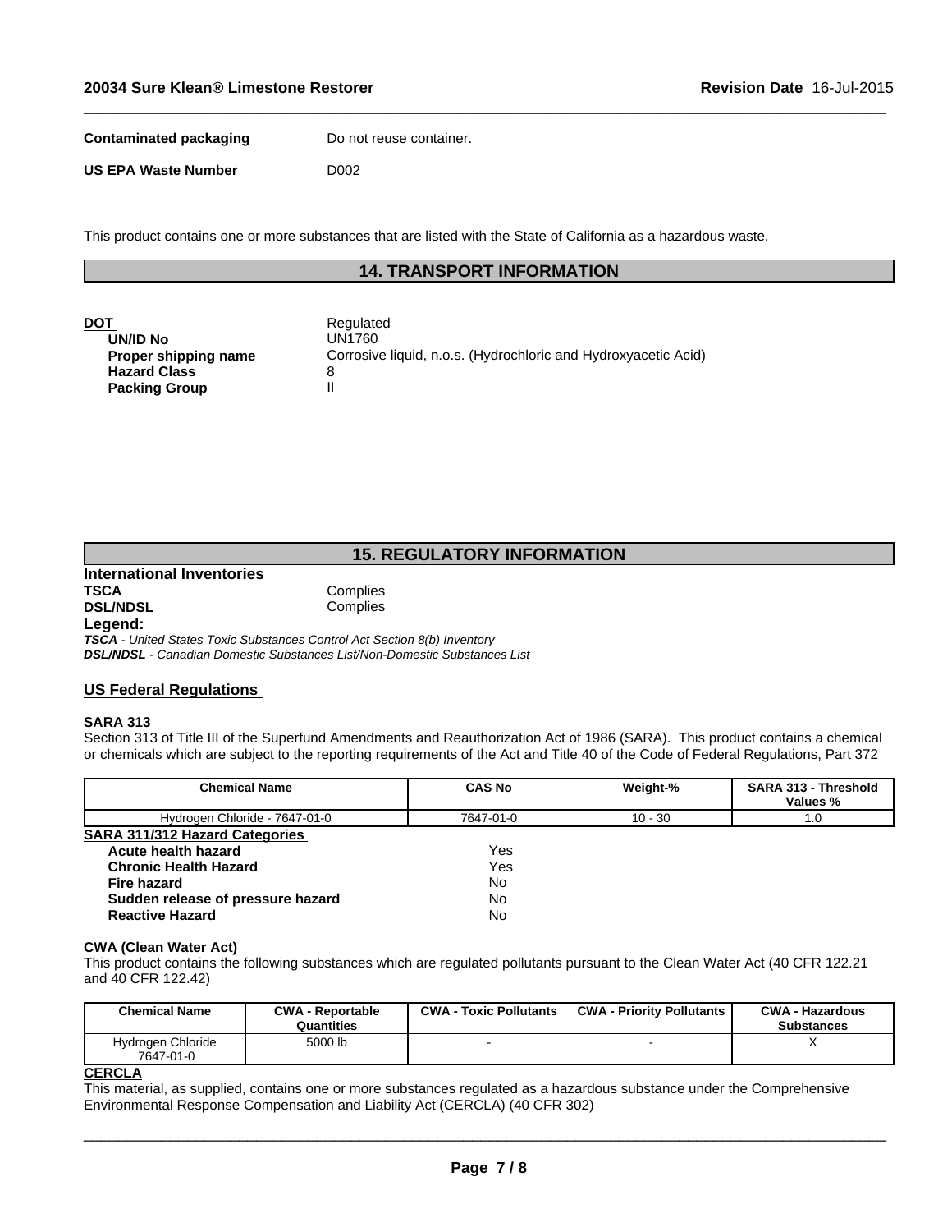**Contaminated packaging** Do not reuse container.

**US EPA Waste Number** D002

This product contains one or more substances that are listed with the State of California as a hazardous waste.

## 14. TRANSPORT INFORMATION

**DOT** Regulated

- **UN/ID No** UN1760
- **Proper shipping name** Corrosive liquid, n.o.s. (Hydrochloric and Hydroxyacetic Acid)
- **Hazard Class** 8
- **Packing Group** II

## 15. REGULATORY INFORMATION

### International Inventories

**TSCA** Complies
**DSL/NDSL** Complies

**Legend:**

***TSCA*** *- United States Toxic Substances Control Act Section 8(b) Inventory*
***DSL/NDSL*** *- Canadian Domestic Substances List/Non-Domestic Substances List*

### US Federal Regulations

**SARA 313**

Section 313 of Title III of the Superfund Amendments and Reauthorization Act of 1986 (SARA). This product contains a chemical or chemicals which are subject to the reporting requirements of the Act and Title 40 of the Code of Federal Regulations, Part 372

| Chemical Name | CAS No | Weight-% | SARA 313 - Threshold Values % |
|---|---|---|---|
| Hydrogen Chloride - 7647-01-0 | 7647-01-0 | 10 - 30 | 1.0 |

**SARA 311/312 Hazard Categories**

- **Acute health hazard** Yes
- **Chronic Health Hazard** Yes
- **Fire hazard** No
- **Sudden release of pressure hazard** No
- **Reactive Hazard** No

**CWA (Clean Water Act)**

This product contains the following substances which are regulated pollutants pursuant to the Clean Water Act (40 CFR 122.21 and 40 CFR 122.42)

| Chemical Name | CWA - Reportable Quantities | CWA - Toxic Pollutants | CWA - Priority Pollutants | CWA - Hazardous Substances |
|---|---|---|---|---|
| Hydrogen Chloride 7647-01-0 | 5000 lb | - | - | X |

**CERCLA**

This material, as supplied, contains one or more substances regulated as a hazardous substance under the Comprehensive Environmental Response Compensation and Liability Act (CERCLA) (40 CFR 302)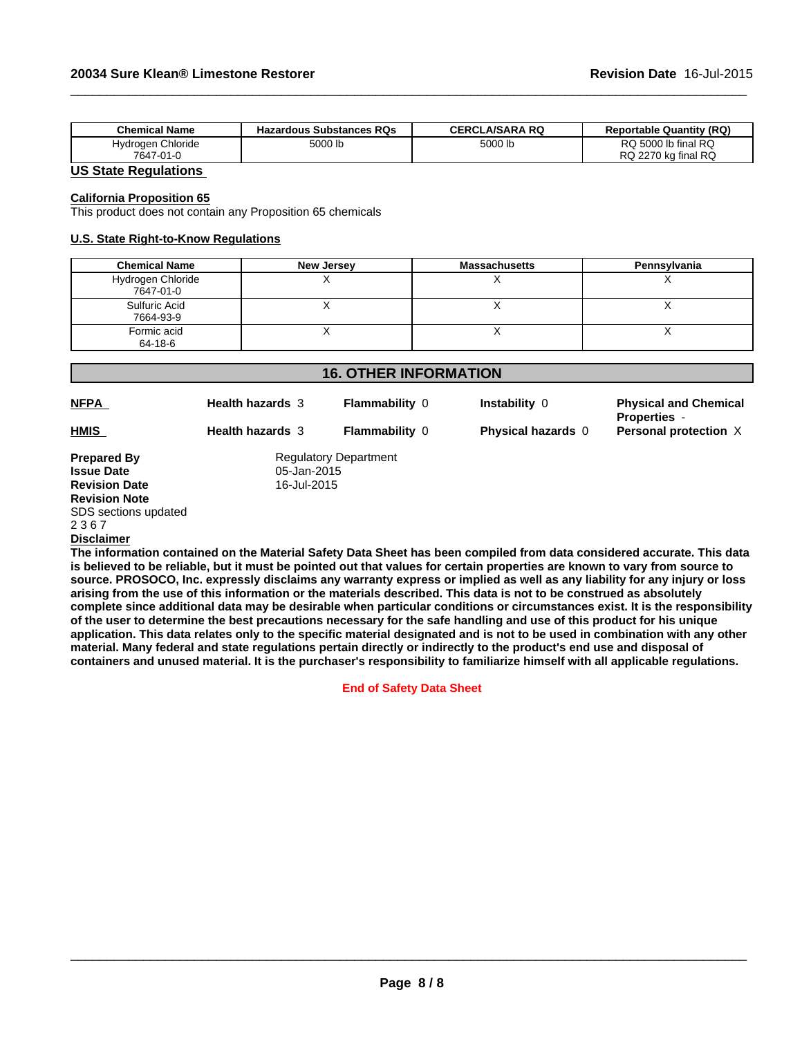| Chemical Name | Hazardous Substances RQs | CERCLA/SARA RQ | Reportable Quantity (RQ) |
|---|---|---|---|
| Hydrogen Chloride 7647-01-0 | 5000 lb | 5000 lb | RQ 5000 lb final RQ RQ 2270 kg final RQ |

## US State Regulations

### California Proposition 65

This product does not contain any Proposition 65 chemicals

### U.S. State Right-to-Know Regulations

| Chemical Name | New Jersey | Massachusetts | Pennsylvania |
|---|---|---|---|
| Hydrogen Chloride 7647-01-0 | X | X | X |
| Sulfuric Acid 7664-93-9 | X | X | X |
| Formic acid 64-18-6 | X | X | X |

## 16. OTHER INFORMATION

**NFPA** **Health hazards** 3 **Flammability** 0 **Instability** 0 **Physical and Chemical Properties** -

**HMIS** **Health hazards** 3 **Flammability** 0 **Physical hazards** 0 **Personal protection** X

**Prepared By** Regulatory Department
**Issue Date** 05-Jan-2015
**Revision Date** 16-Jul-2015
**Revision Note**
SDS sections updated
2 3 6 7

**Disclaimer**

**The information contained on the Material Safety Data Sheet has been compiled from data considered accurate. This data is believed to be reliable, but it must be pointed out that values for certain properties are known to vary from source to source. PROSOCO, Inc. expressly disclaims any warranty express or implied as well as any liability for any injury or loss arising from the use of this information or the materials described. This data is not to be construed as absolutely complete since additional data may be desirable when particular conditions or circumstances exist. It is the responsibility of the user to determine the best precautions necessary for the safe handling and use of this product for his unique application. This data relates only to the specific material designated and is not to be used in combination with any other material. Many federal and state regulations pertain directly or indirectly to the product's end use and disposal of containers and unused material. It is the purchaser's responsibility to familiarize himself with all applicable regulations.**

**End of Safety Data Sheet**